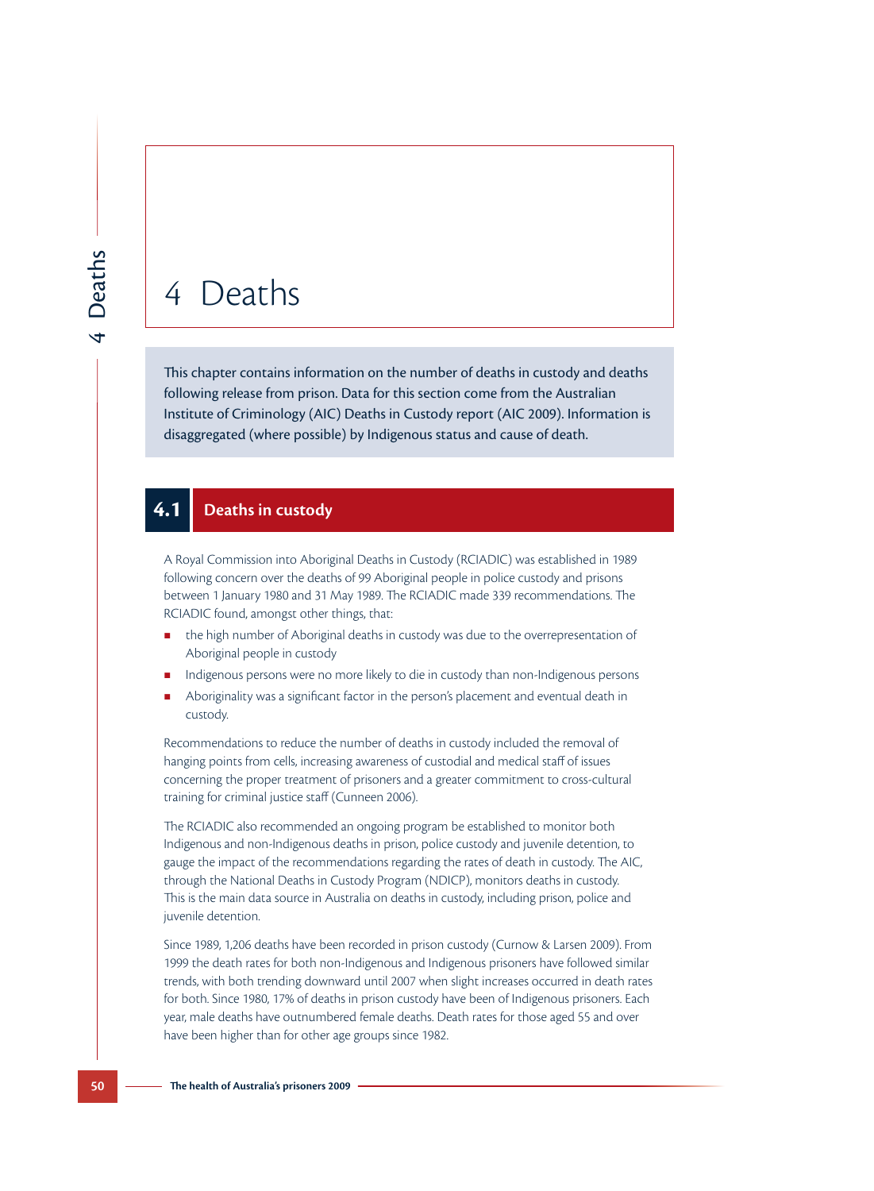# 4 Deaths

This chapter contains information on the number of deaths in custody and deaths following release from prison. Data for this section come from the Australian Institute of Criminology (AIC) Deaths in Custody report (AIC 2009). Information is disaggregated (where possible) by Indigenous status and cause of death.

## 4.1 Deaths in custody

A Royal Commission into Aboriginal Deaths in Custody (RCIADIC) was established in 1989 following concern over the deaths of 99 Aboriginal people in police custody and prisons between 1 January 1980 and 31 May 1989. The RCIADIC made 339 recommendations. The RCIADIC found, amongst other things, that:

- the high number of Aboriginal deaths in custody was due to the overrepresentation of Aboriginal people in custody
- Indigenous persons were no more likely to die in custody than non-Indigenous persons
- Aboriginality was a significant factor in the person's placement and eventual death in custody.

Recommendations to reduce the number of deaths in custody included the removal of hanging points from cells, increasing awareness of custodial and medical staff of issues concerning the proper treatment of prisoners and a greater commitment to cross-cultural training for criminal justice staff (Cunneen 2006).

The RCIADIC also recommended an ongoing program be established to monitor both Indigenous and non-Indigenous deaths in prison, police custody and juvenile detention, to gauge the impact of the recommendations regarding the rates of death in custody. The AIC, through the National Deaths in Custody Program (NDICP), monitors deaths in custody. This is the main data source in Australia on deaths in custody, including prison, police and juvenile detention.

Since 1989, 1,206 deaths have been recorded in prison custody (Curnow & Larsen 2009). From 1999 the death rates for both non-Indigenous and Indigenous prisoners have followed similar trends, with both trending downward until 2007 when slight increases occurred in death rates for both. Since 1980, 17% of deaths in prison custody have been of Indigenous prisoners. Each year, male deaths have outnumbered female deaths. Death rates for those aged 55 and over have been higher than for other age groups since 1982.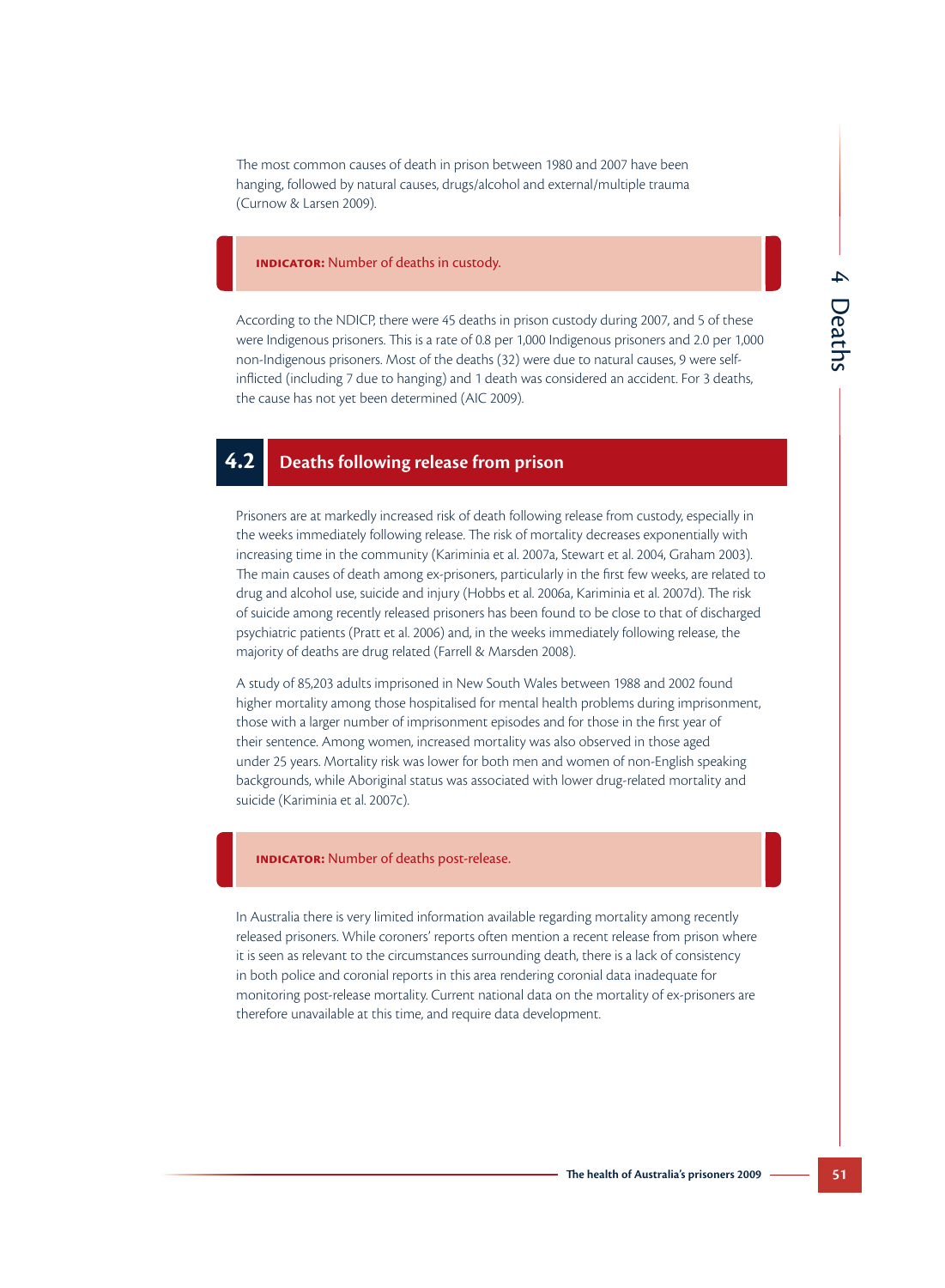The most common causes of death in prison between 1980 and 2007 have been hanging, followed by natural causes, drugs/alcohol and external/multiple trauma (Curnow & Larsen 2009).

**INDICATOR:** Number of deaths in custody.

According to the NDICP, there were 45 deaths in prison custody during 2007, and 5 of these were Indigenous prisoners. This is a rate of 0.8 per 1,000 Indigenous prisoners and 2.0 per 1,000 non-Indigenous prisoners. Most of the deaths (32) were due to natural causes, 9 were self-inflicted (including 7 due to hanging) and 1 death was considered an accident. For 3 deaths, the cause has not yet been determined (AIC 2009).

## 4.2 Deaths following release from prison

Prisoners are at markedly increased risk of death following release from custody, especially in the weeks immediately following release. The risk of mortality decreases exponentially with increasing time in the community (Kariminia et al. 2007a, Stewart et al. 2004, Graham 2003). The main causes of death among ex-prisoners, particularly in the first few weeks, are related to drug and alcohol use, suicide and injury (Hobbs et al. 2006a, Kariminia et al. 2007d). The risk of suicide among recently released prisoners has been found to be close to that of discharged psychiatric patients (Pratt et al. 2006) and, in the weeks immediately following release, the majority of deaths are drug related (Farrell & Marsden 2008).

A study of 85,203 adults imprisoned in New South Wales between 1988 and 2002 found higher mortality among those hospitalised for mental health problems during imprisonment, those with a larger number of imprisonment episodes and for those in the first year of their sentence. Among women, increased mortality was also observed in those aged under 25 years. Mortality risk was lower for both men and women of non-English speaking backgrounds, while Aboriginal status was associated with lower drug-related mortality and suicide (Kariminia et al. 2007c).

**INDICATOR:** Number of deaths post-release.

In Australia there is very limited information available regarding mortality among recently released prisoners. While coroners' reports often mention a recent release from prison where it is seen as relevant to the circumstances surrounding death, there is a lack of consistency in both police and coronial reports in this area rendering coronial data inadequate for monitoring post-release mortality. Current national data on the mortality of ex-prisoners are therefore unavailable at this time, and require data development.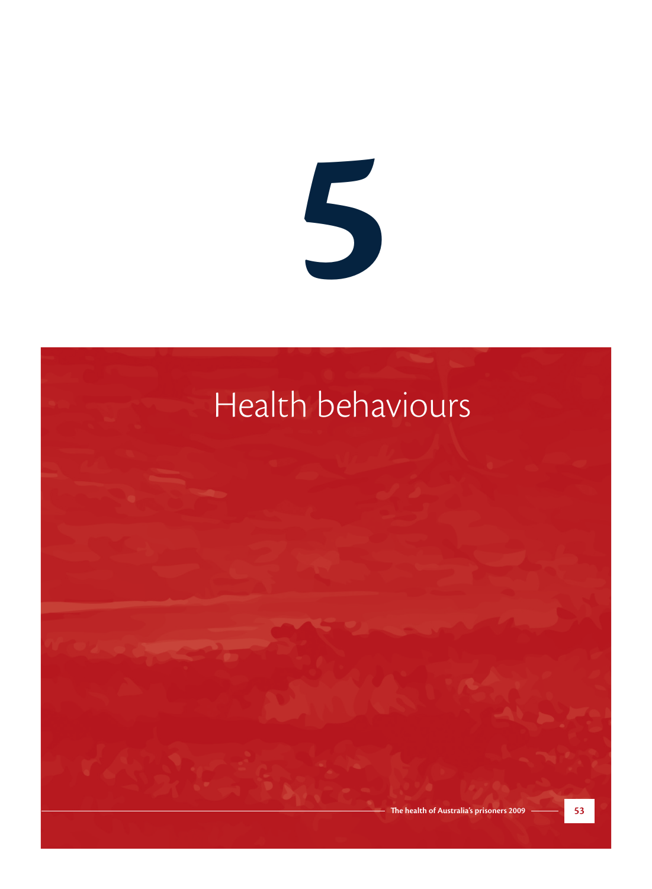# 5

# Health behaviours